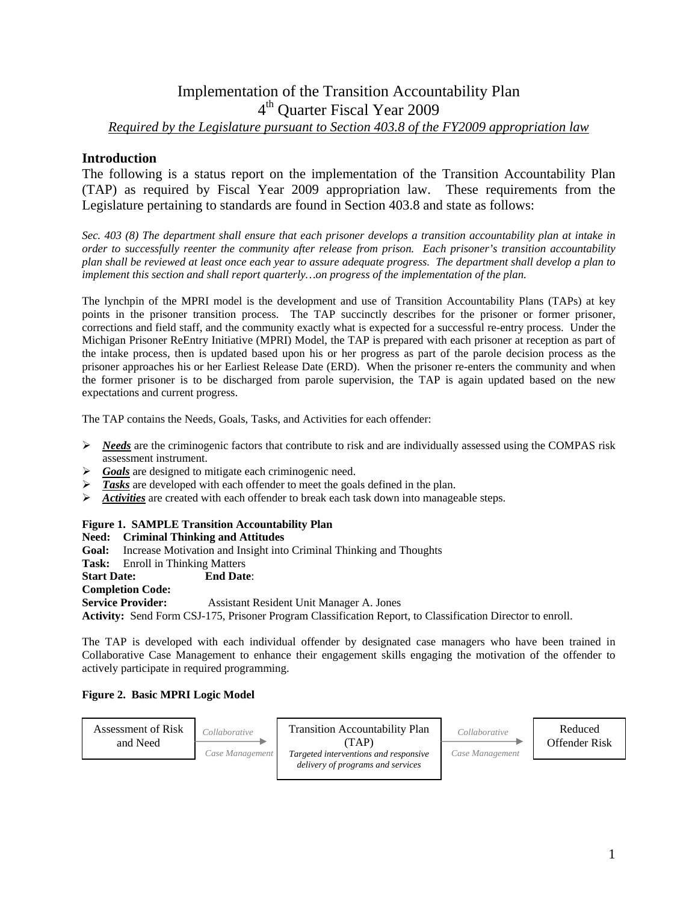# Implementation of the Transition Accountability Plan
## 4th Quarter Fiscal Year 2009
*Required by the Legislature pursuant to Section 403.8 of the FY2009 appropriation law*

## Introduction

The following is a status report on the implementation of the Transition Accountability Plan (TAP) as required by Fiscal Year 2009 appropriation law. These requirements from the Legislature pertaining to standards are found in Section 403.8 and state as follows:

*Sec. 403 (8) The department shall ensure that each prisoner develops a transition accountability plan at intake in order to successfully reenter the community after release from prison. Each prisoner's transition accountability plan shall be reviewed at least once each year to assure adequate progress. The department shall develop a plan to implement this section and shall report quarterly…on progress of the implementation of the plan.*

The lynchpin of the MPRI model is the development and use of Transition Accountability Plans (TAPs) at key points in the prisoner transition process. The TAP succinctly describes for the prisoner or former prisoner, corrections and field staff, and the community exactly what is expected for a successful re-entry process. Under the Michigan Prisoner ReEntry Initiative (MPRI) Model, the TAP is prepared with each prisoner at reception as part of the intake process, then is updated based upon his or her progress as part of the parole decision process as the prisoner approaches his or her Earliest Release Date (ERD). When the prisoner re-enters the community and when the former prisoner is to be discharged from parole supervision, the TAP is again updated based on the new expectations and current progress.

The TAP contains the Needs, Goals, Tasks, and Activities for each offender:

- ***Needs*** are the criminogenic factors that contribute to risk and are individually assessed using the COMPAS risk assessment instrument.
- ***Goals*** are designed to mitigate each criminogenic need.
- ***Tasks*** are developed with each offender to meet the goals defined in the plan.
- ***Activities*** are created with each offender to break each task down into manageable steps.

**Figure 1. SAMPLE Transition Accountability Plan**

**Need: Criminal Thinking and Attitudes**
**Goal:** Increase Motivation and Insight into Criminal Thinking and Thoughts
**Task:** Enroll in Thinking Matters
**Start Date:** **End Date**:
**Completion Code:**
**Service Provider:** Assistant Resident Unit Manager A. Jones
**Activity:** Send Form CSJ-175, Prisoner Program Classification Report, to Classification Director to enroll.

The TAP is developed with each individual offender by designated case managers who have been trained in Collaborative Case Management to enhance their engagement skills engaging the motivation of the offender to actively participate in required programming.

**Figure 2. Basic MPRI Logic Model**

Assessment of Risk and Need → *Collaborative Case Management* → Transition Accountability Plan (TAP) *Targeted interventions and responsive delivery of programs and services* → *Collaborative Case Management* → Reduced Offender Risk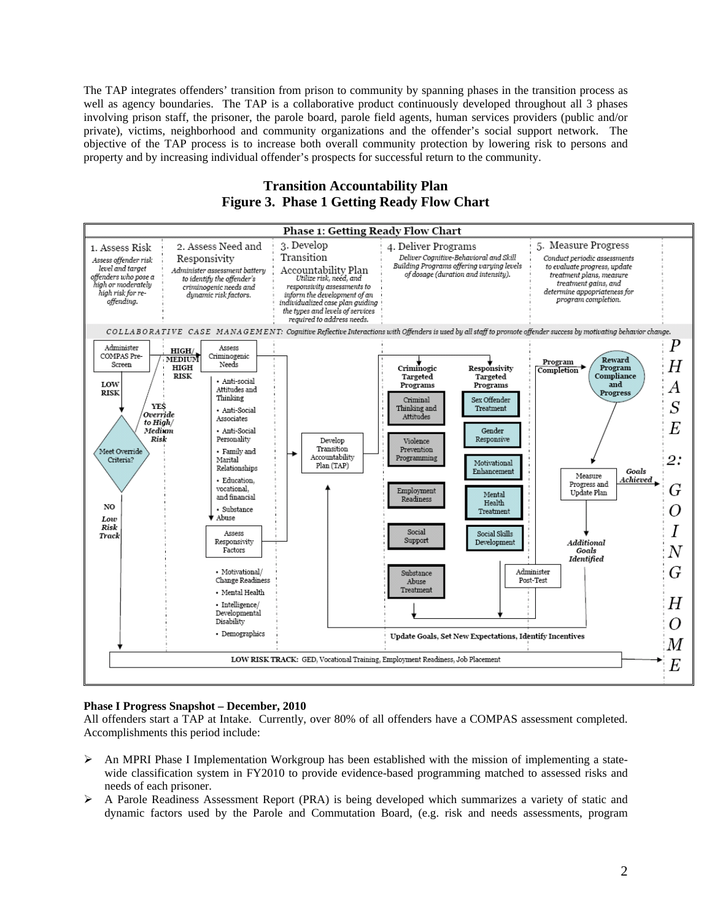The TAP integrates offenders' transition from prison to community by spanning phases in the transition process as well as agency boundaries. The TAP is a collaborative product continuously developed throughout all 3 phases involving prison staff, the prisoner, the parole board, parole field agents, human services providers (public and/or private), victims, neighborhood and community organizations and the offender's social support network. The objective of the TAP process is to increase both overall community protection by lowering risk to persons and property and by increasing individual offender's prospects for successful return to the community.

**Transition Accountability Plan**
**Figure 3. Phase 1 Getting Ready Flow Chart**

**Phase 1: Getting Ready Flow Chart**

1. Assess Risk — *Assess offender risk level and target offenders who pose a high or moderately high risk for re-offending.*

2. Assess Need and Responsivity — *Administer assessment battery to identify the offender's criminogenic needs and dynamic risk factors.*

3. Develop Transition Accountability Plan — *Utilize risk, need, and responsivity assessments to inform the development of an individualized case plan guiding the types and levels of services required to address needs.*

4. Deliver Programs — *Deliver Cognitive-Behavioral and Skill Building Programs offering varying levels of dosage (duration and intensity).*

5. Measure Progress — *Conduct periodic assessments to evaluate progress, update treatment plans, measure treatment gains, and determine appropriateness for program completion.*

*COLLABORATIVE CASE MANAGEMENT: Cognitive Reflective Interactions with Offenders is used by all staff to promote offender success by motivating behavior change.*

- Administer COMPAS Pre-Screen
  - HIGH/ MEDIUM HIGH RISK → Assess Criminogenic Needs
    - Anti-social Attitudes and Thinking
    - Anti-Social Associates
    - Anti-Social Personality
    - Family and Marital Relationships
    - Education, vocational, and financial
    - Substance Abuse
  - Assess Responsivity Factors
    - Motivational/ Change Readiness
    - Mental Health
    - Intelligence/ Developmental Disability
    - Demographics
  - LOW RISK → Meet Override Criteria?
    - YES Override to High/ Medium Risk
    - NO Low Risk Track
- Develop Transition Accountability Plan (TAP)
- Criminogic Targeted Programs: Criminal Thinking and Attitudes; Violence Prevention Programming; Employment Readiness; Social Support; Substance Abuse Treatment
- Responsivity Targeted Programs: Sex Offender Treatment; Gender Responsive; Motivational Enhancement; Mental Health Treatment; Social Skills Development
- Administer Post-Test
- Update Goals, Set New Expectations, Identify Incentives
- Program Completion → Reward Program Compliance and Progress
- Measure Progress and Update Plan → Goals Achieved / Additional Goals Identified
- LOW RISK TRACK: GED, Vocational Training, Employment Readiness, Job Placement

*PHASE 2: GOING HOME*

**Phase I Progress Snapshot – December, 2010**

All offenders start a TAP at Intake. Currently, over 80% of all offenders have a COMPAS assessment completed. Accomplishments this period include:

- An MPRI Phase I Implementation Workgroup has been established with the mission of implementing a state-wide classification system in FY2010 to provide evidence-based programming matched to assessed risks and needs of each prisoner.
- A Parole Readiness Assessment Report (PRA) is being developed which summarizes a variety of static and dynamic factors used by the Parole and Commutation Board, (e.g. risk and needs assessments, program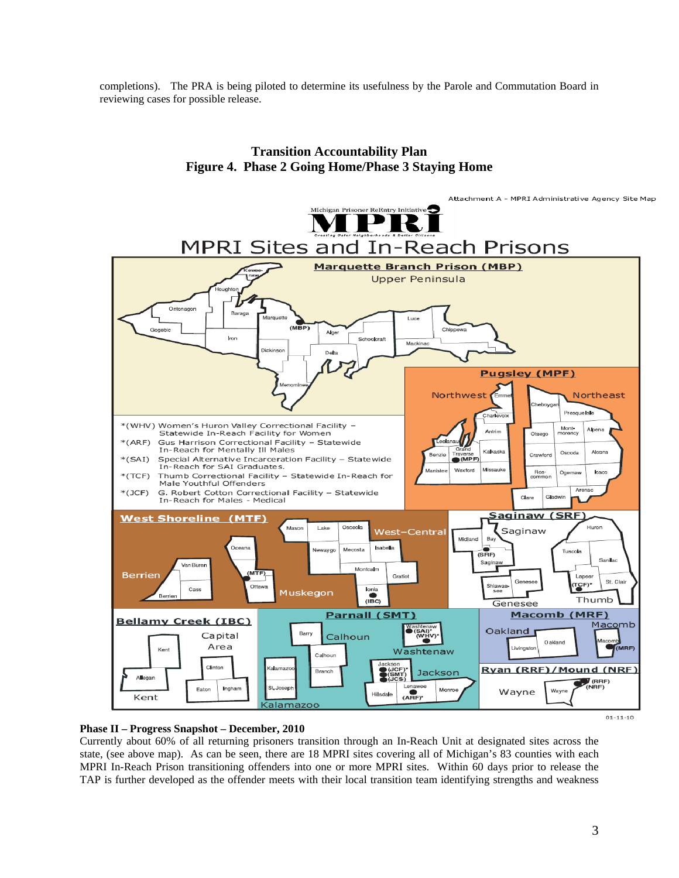completions). The PRA is being piloted to determine its usefulness by the Parole and Commutation Board in reviewing cases for possible release.

**Transition Accountability Plan**
**Figure 4. Phase 2 Going Home/Phase 3 Staying Home**

Attachment A – MPRI Administrative Agency Site Map

Michigan Prisoner ReEntry Initiative – MPRI

MPRI Sites and In-Reach Prisons

- Marquette Branch Prison (MBP) – Upper Peninsula
- Pugsley (MPF) – Northwest, Northeast
- West Shoreline (MTF) – Berrien, Muskegon, West–Central
- Saginaw (SRF) – Saginaw, Genesee, Thumb
- Bellamy Creek (IBC) – Capital Area, Kent
- Parnall (SMT) – Calhoun, Washtenaw, Jackson, Kalamazoo
- Macomb (MRF) – Oakland, Macomb
- Ryan (RRF)/Mound (NRF) – Wayne

*(WHV) Women's Huron Valley Correctional Facility – Statewide In-Reach Facility for Women
*(ARF) Gus Harrison Correctional Facility – Statewide In-Reach for Mentally Ill Males
*(SAI) Special Alternative Incarceration Facility – Statewide In-Reach for SAI Graduates.
*(TCF) Thumb Correctional Facility – Statewide In-Reach for Male Youthful Offenders
*(JCF) G. Robert Cotton Correctional Facility – Statewide In-Reach for Males - Medical

01-11-10

**Phase II – Progress Snapshot – December, 2010**

Currently about 60% of all returning prisoners transition through an In-Reach Unit at designated sites across the state, (see above map). As can be seen, there are 18 MPRI sites covering all of Michigan's 83 counties with each MPRI In-Reach Prison transitioning offenders into one or more MPRI sites. Within 60 days prior to release the TAP is further developed as the offender meets with their local transition team identifying strengths and weakness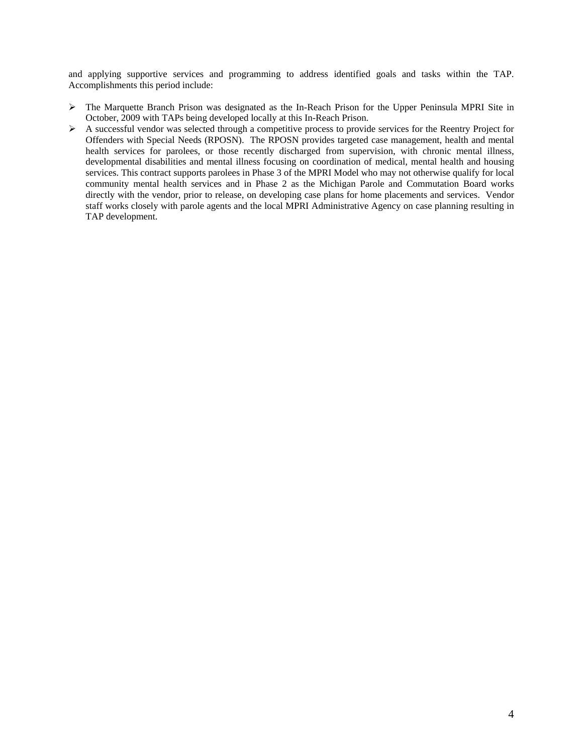and applying supportive services and programming to address identified goals and tasks within the TAP. Accomplishments this period include:

- The Marquette Branch Prison was designated as the In-Reach Prison for the Upper Peninsula MPRI Site in October, 2009 with TAPs being developed locally at this In-Reach Prison.
- A successful vendor was selected through a competitive process to provide services for the Reentry Project for Offenders with Special Needs (RPOSN). The RPOSN provides targeted case management, health and mental health services for parolees, or those recently discharged from supervision, with chronic mental illness, developmental disabilities and mental illness focusing on coordination of medical, mental health and housing services. This contract supports parolees in Phase 3 of the MPRI Model who may not otherwise qualify for local community mental health services and in Phase 2 as the Michigan Parole and Commutation Board works directly with the vendor, prior to release, on developing case plans for home placements and services. Vendor staff works closely with parole agents and the local MPRI Administrative Agency on case planning resulting in TAP development.